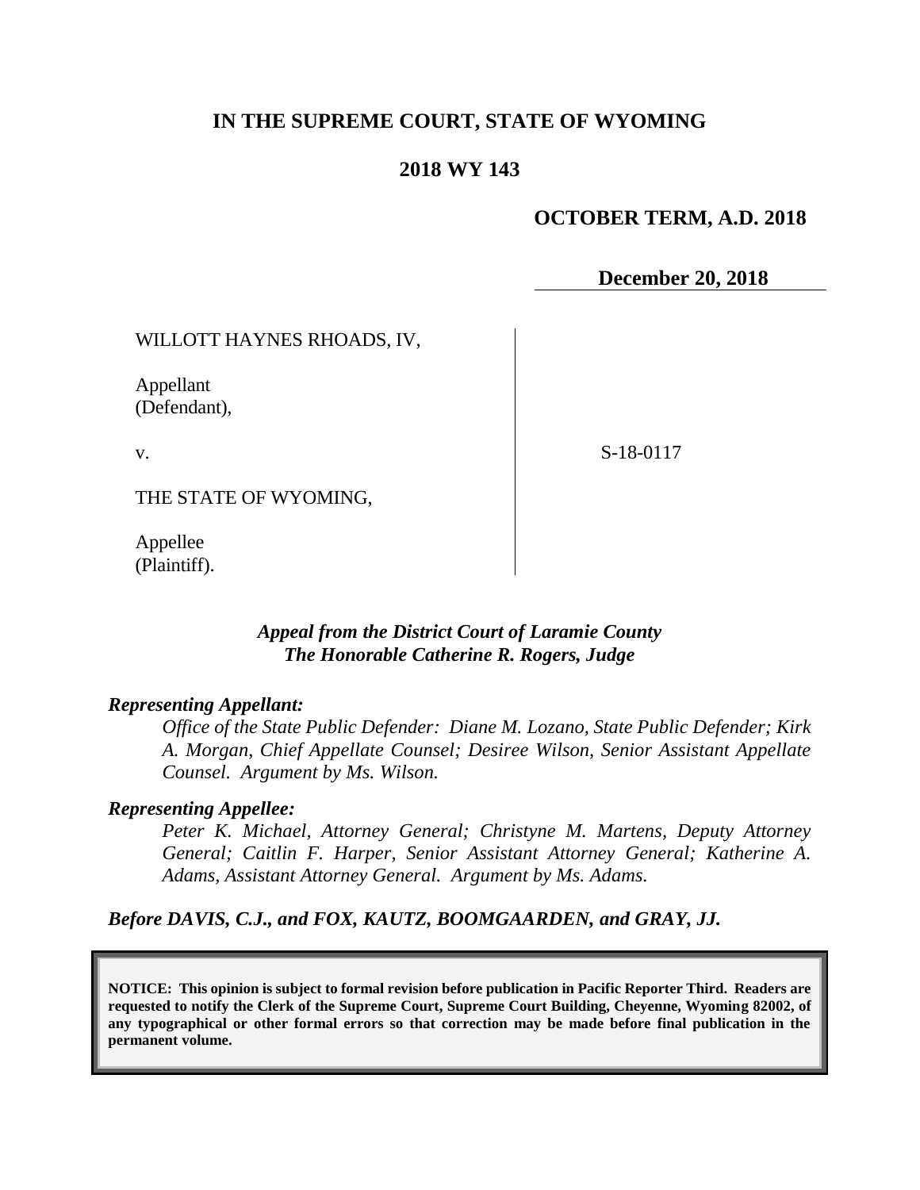# IN THE SUPREME COURT, STATE OF WYOMING

## 2018 WY 143

**OCTOBER TERM, A.D. 2018**

**December 20, 2018**

WILLOTT HAYNES RHOADS, IV,

Appellant
(Defendant),

v.

S-18-0117

THE STATE OF WYOMING,

Appellee
(Plaintiff).

***Appeal from the District Court of Laramie County***
***The Honorable Catherine R. Rogers, Judge***

***Representing Appellant:***

*Office of the State Public Defender: Diane M. Lozano, State Public Defender; Kirk A. Morgan, Chief Appellate Counsel; Desiree Wilson, Senior Assistant Appellate Counsel. Argument by Ms. Wilson.*

***Representing Appellee:***

*Peter K. Michael, Attorney General; Christyne M. Martens, Deputy Attorney General; Caitlin F. Harper, Senior Assistant Attorney General; Katherine A. Adams, Assistant Attorney General. Argument by Ms. Adams.*

***Before DAVIS, C.J., and FOX, KAUTZ, BOOMGAARDEN, and GRAY, JJ.***

**NOTICE: This opinion is subject to formal revision before publication in Pacific Reporter Third. Readers are requested to notify the Clerk of the Supreme Court, Supreme Court Building, Cheyenne, Wyoming 82002, of any typographical or other formal errors so that correction may be made before final publication in the permanent volume.**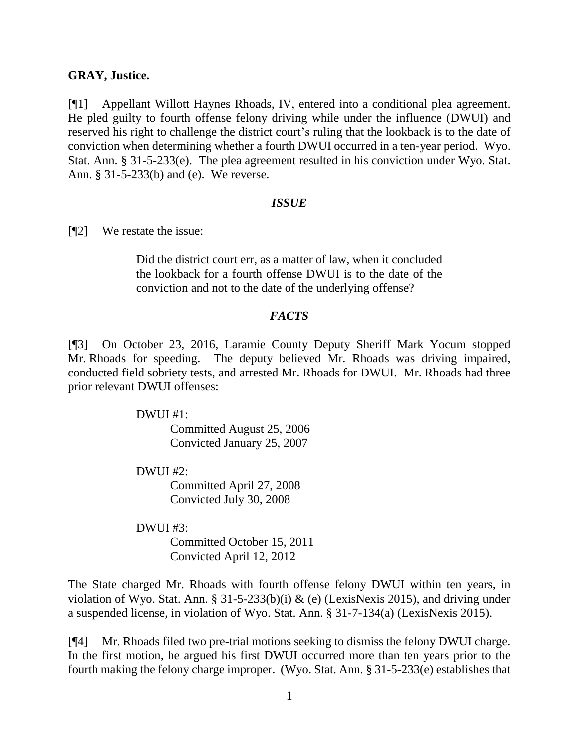**GRAY, Justice.**

[¶1] Appellant Willott Haynes Rhoads, IV, entered into a conditional plea agreement. He pled guilty to fourth offense felony driving while under the influence (DWUI) and reserved his right to challenge the district court's ruling that the lookback is to the date of conviction when determining whether a fourth DWUI occurred in a ten-year period. Wyo. Stat. Ann. § 31-5-233(e). The plea agreement resulted in his conviction under Wyo. Stat. Ann. § 31-5-233(b) and (e). We reverse.

### *ISSUE*

[¶2] We restate the issue:

> Did the district court err, as a matter of law, when it concluded the lookback for a fourth offense DWUI is to the date of the conviction and not to the date of the underlying offense?

### *FACTS*

[¶3] On October 23, 2016, Laramie County Deputy Sheriff Mark Yocum stopped Mr. Rhoads for speeding. The deputy believed Mr. Rhoads was driving impaired, conducted field sobriety tests, and arrested Mr. Rhoads for DWUI. Mr. Rhoads had three prior relevant DWUI offenses:

> DWUI #1:
> Committed August 25, 2006
> Convicted January 25, 2007
>
> DWUI #2:
> Committed April 27, 2008
> Convicted July 30, 2008
>
> DWUI #3:
> Committed October 15, 2011
> Convicted April 12, 2012

The State charged Mr. Rhoads with fourth offense felony DWUI within ten years, in violation of Wyo. Stat. Ann. § 31-5-233(b)(i) & (e) (LexisNexis 2015), and driving under a suspended license, in violation of Wyo. Stat. Ann. § 31-7-134(a) (LexisNexis 2015).

[¶4] Mr. Rhoads filed two pre-trial motions seeking to dismiss the felony DWUI charge. In the first motion, he argued his first DWUI occurred more than ten years prior to the fourth making the felony charge improper. (Wyo. Stat. Ann. § 31-5-233(e) establishes that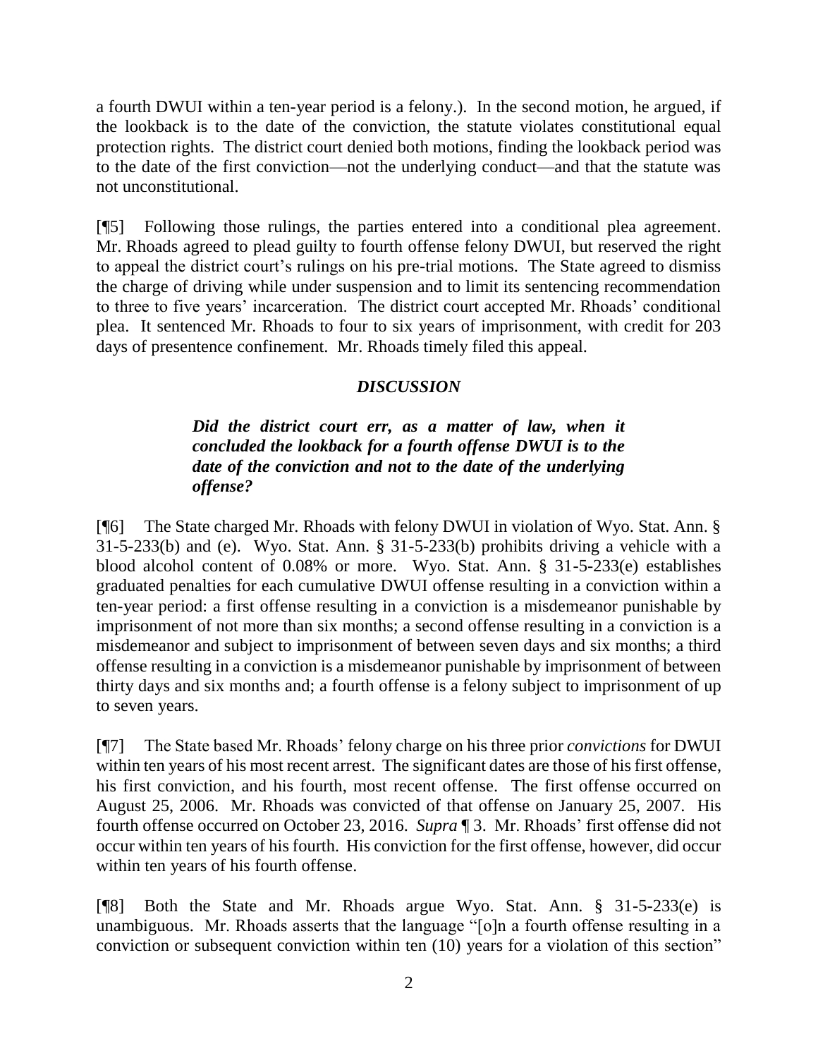a fourth DWUI within a ten-year period is a felony.). In the second motion, he argued, if the lookback is to the date of the conviction, the statute violates constitutional equal protection rights. The district court denied both motions, finding the lookback period was to the date of the first conviction—not the underlying conduct—and that the statute was not unconstitutional.

[¶5] Following those rulings, the parties entered into a conditional plea agreement. Mr. Rhoads agreed to plead guilty to fourth offense felony DWUI, but reserved the right to appeal the district court's rulings on his pre-trial motions. The State agreed to dismiss the charge of driving while under suspension and to limit its sentencing recommendation to three to five years' incarceration. The district court accepted Mr. Rhoads' conditional plea. It sentenced Mr. Rhoads to four to six years of imprisonment, with credit for 203 days of presentence confinement. Mr. Rhoads timely filed this appeal.

## *DISCUSSION*

> ***Did the district court err, as a matter of law, when it concluded the lookback for a fourth offense DWUI is to the date of the conviction and not to the date of the underlying offense?***

[¶6] The State charged Mr. Rhoads with felony DWUI in violation of Wyo. Stat. Ann. § 31-5-233(b) and (e). Wyo. Stat. Ann. § 31-5-233(b) prohibits driving a vehicle with a blood alcohol content of 0.08% or more. Wyo. Stat. Ann. § 31-5-233(e) establishes graduated penalties for each cumulative DWUI offense resulting in a conviction within a ten-year period: a first offense resulting in a conviction is a misdemeanor punishable by imprisonment of not more than six months; a second offense resulting in a conviction is a misdemeanor and subject to imprisonment of between seven days and six months; a third offense resulting in a conviction is a misdemeanor punishable by imprisonment of between thirty days and six months and; a fourth offense is a felony subject to imprisonment of up to seven years.

[¶7] The State based Mr. Rhoads' felony charge on his three prior *convictions* for DWUI within ten years of his most recent arrest. The significant dates are those of his first offense, his first conviction, and his fourth, most recent offense. The first offense occurred on August 25, 2006. Mr. Rhoads was convicted of that offense on January 25, 2007. His fourth offense occurred on October 23, 2016. *Supra* ¶ 3. Mr. Rhoads' first offense did not occur within ten years of his fourth. His conviction for the first offense, however, did occur within ten years of his fourth offense.

[¶8] Both the State and Mr. Rhoads argue Wyo. Stat. Ann. § 31-5-233(e) is unambiguous. Mr. Rhoads asserts that the language "[o]n a fourth offense resulting in a conviction or subsequent conviction within ten (10) years for a violation of this section"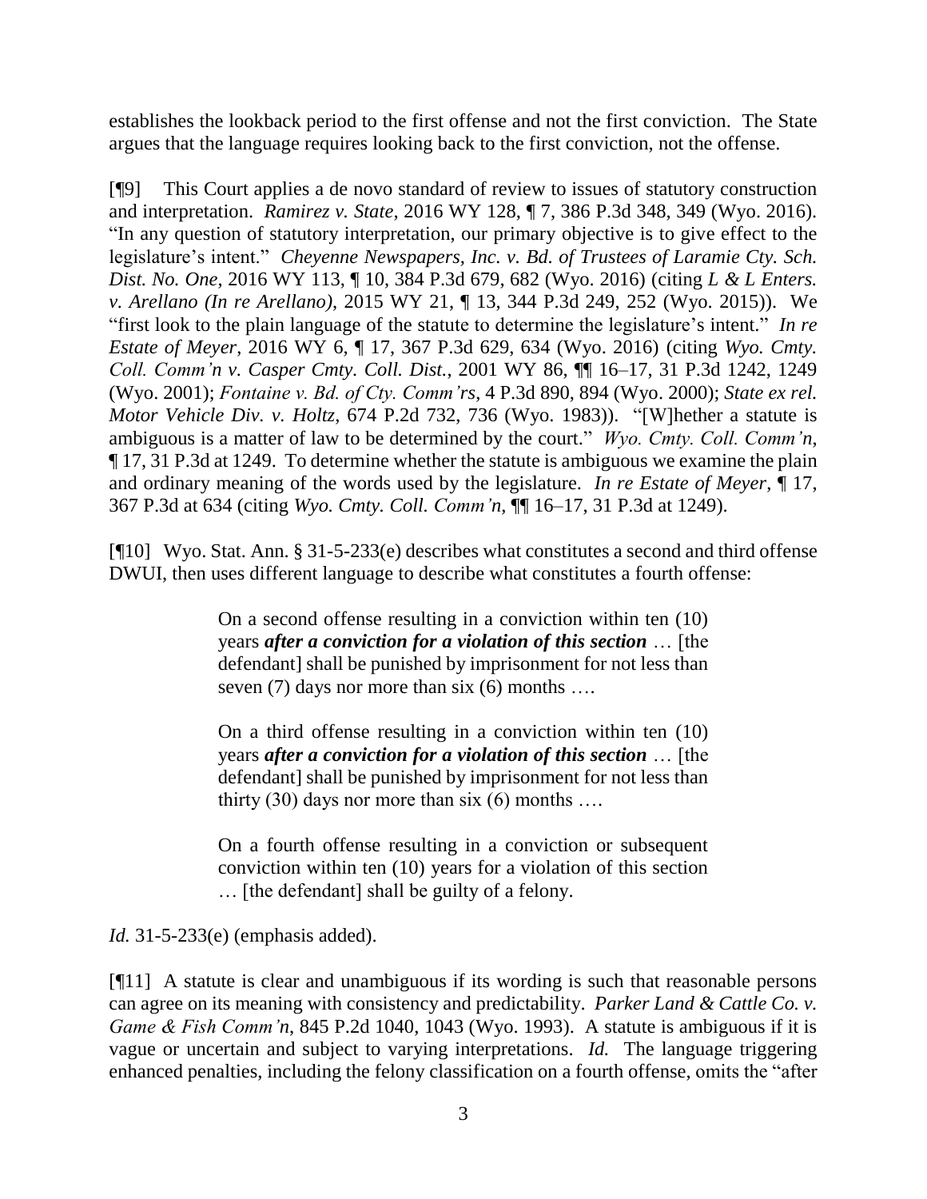establishes the lookback period to the first offense and not the first conviction. The State argues that the language requires looking back to the first conviction, not the offense.

[¶9] This Court applies a de novo standard of review to issues of statutory construction and interpretation. *Ramirez v. State*, 2016 WY 128, ¶ 7, 386 P.3d 348, 349 (Wyo. 2016). "In any question of statutory interpretation, our primary objective is to give effect to the legislature's intent." *Cheyenne Newspapers, Inc. v. Bd. of Trustees of Laramie Cty. Sch. Dist. No. One*, 2016 WY 113, ¶ 10, 384 P.3d 679, 682 (Wyo. 2016) (citing *L & L Enters. v. Arellano (In re Arellano)*, 2015 WY 21, ¶ 13, 344 P.3d 249, 252 (Wyo. 2015)). We "first look to the plain language of the statute to determine the legislature's intent." *In re Estate of Meyer*, 2016 WY 6, ¶ 17, 367 P.3d 629, 634 (Wyo. 2016) (citing *Wyo. Cmty. Coll. Comm'n v. Casper Cmty. Coll. Dist.*, 2001 WY 86, ¶¶ 16–17, 31 P.3d 1242, 1249 (Wyo. 2001); *Fontaine v. Bd. of Cty. Comm'rs*, 4 P.3d 890, 894 (Wyo. 2000); *State ex rel. Motor Vehicle Div. v. Holtz*, 674 P.2d 732, 736 (Wyo. 1983)). "[W]hether a statute is ambiguous is a matter of law to be determined by the court." *Wyo. Cmty. Coll. Comm'n*, ¶ 17, 31 P.3d at 1249. To determine whether the statute is ambiguous we examine the plain and ordinary meaning of the words used by the legislature. *In re Estate of Meyer*, ¶ 17, 367 P.3d at 634 (citing *Wyo. Cmty. Coll. Comm'n*, ¶¶ 16–17, 31 P.3d at 1249).

[¶10] Wyo. Stat. Ann. § 31-5-233(e) describes what constitutes a second and third offense DWUI, then uses different language to describe what constitutes a fourth offense:

> On a second offense resulting in a conviction within ten (10) years ***after a conviction for a violation of this section*** … [the defendant] shall be punished by imprisonment for not less than seven (7) days nor more than six (6) months ….
>
> On a third offense resulting in a conviction within ten (10) years ***after a conviction for a violation of this section*** … [the defendant] shall be punished by imprisonment for not less than thirty (30) days nor more than six (6) months ….
>
> On a fourth offense resulting in a conviction or subsequent conviction within ten (10) years for a violation of this section … [the defendant] shall be guilty of a felony.

*Id.* 31-5-233(e) (emphasis added).

[¶11] A statute is clear and unambiguous if its wording is such that reasonable persons can agree on its meaning with consistency and predictability. *Parker Land & Cattle Co. v. Game & Fish Comm'n*, 845 P.2d 1040, 1043 (Wyo. 1993). A statute is ambiguous if it is vague or uncertain and subject to varying interpretations. *Id.* The language triggering enhanced penalties, including the felony classification on a fourth offense, omits the "after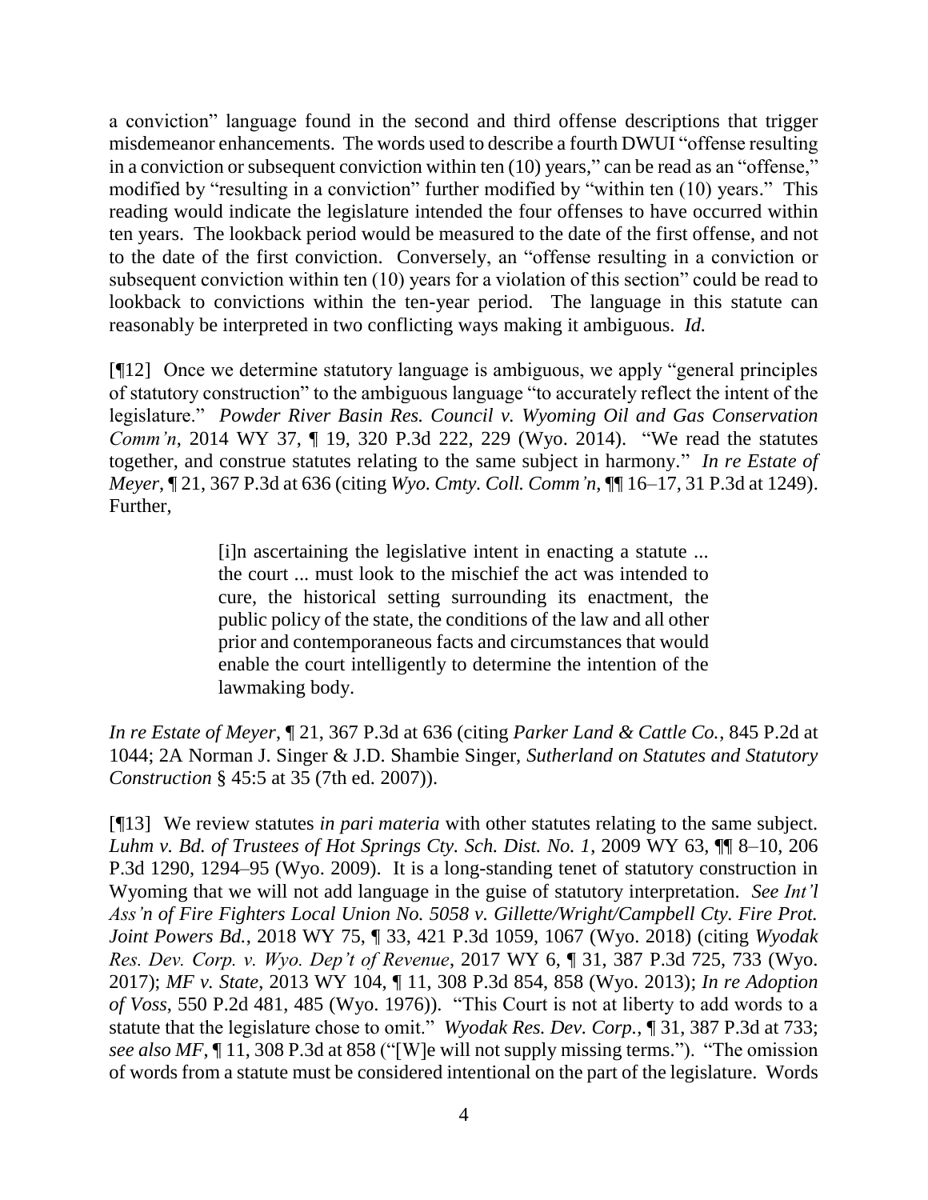a conviction" language found in the second and third offense descriptions that trigger misdemeanor enhancements. The words used to describe a fourth DWUI "offense resulting in a conviction or subsequent conviction within ten (10) years," can be read as an "offense," modified by "resulting in a conviction" further modified by "within ten (10) years." This reading would indicate the legislature intended the four offenses to have occurred within ten years. The lookback period would be measured to the date of the first offense, and not to the date of the first conviction. Conversely, an "offense resulting in a conviction or subsequent conviction within ten (10) years for a violation of this section" could be read to lookback to convictions within the ten-year period. The language in this statute can reasonably be interpreted in two conflicting ways making it ambiguous. *Id.*

[¶12] Once we determine statutory language is ambiguous, we apply "general principles of statutory construction" to the ambiguous language "to accurately reflect the intent of the legislature." *Powder River Basin Res. Council v. Wyoming Oil and Gas Conservation Comm'n*, 2014 WY 37, ¶ 19, 320 P.3d 222, 229 (Wyo. 2014). "We read the statutes together, and construe statutes relating to the same subject in harmony." *In re Estate of Meyer*, ¶ 21, 367 P.3d at 636 (citing *Wyo. Cmty. Coll. Comm'n*, ¶¶ 16–17, 31 P.3d at 1249). Further,

> [i]n ascertaining the legislative intent in enacting a statute ... the court ... must look to the mischief the act was intended to cure, the historical setting surrounding its enactment, the public policy of the state, the conditions of the law and all other prior and contemporaneous facts and circumstances that would enable the court intelligently to determine the intention of the lawmaking body.

*In re Estate of Meyer*, ¶ 21, 367 P.3d at 636 (citing *Parker Land & Cattle Co.*, 845 P.2d at 1044; 2A Norman J. Singer & J.D. Shambie Singer, *Sutherland on Statutes and Statutory Construction* § 45:5 at 35 (7th ed. 2007)).

[¶13] We review statutes *in pari materia* with other statutes relating to the same subject. *Luhm v. Bd. of Trustees of Hot Springs Cty. Sch. Dist. No. 1*, 2009 WY 63, ¶¶ 8–10, 206 P.3d 1290, 1294–95 (Wyo. 2009). It is a long-standing tenet of statutory construction in Wyoming that we will not add language in the guise of statutory interpretation. *See Int'l Ass'n of Fire Fighters Local Union No. 5058 v. Gillette/Wright/Campbell Cty. Fire Prot. Joint Powers Bd.*, 2018 WY 75, ¶ 33, 421 P.3d 1059, 1067 (Wyo. 2018) (citing *Wyodak Res. Dev. Corp. v. Wyo. Dep't of Revenue*, 2017 WY 6, ¶ 31, 387 P.3d 725, 733 (Wyo. 2017); *MF v. State*, 2013 WY 104, ¶ 11, 308 P.3d 854, 858 (Wyo. 2013); *In re Adoption of Voss*, 550 P.2d 481, 485 (Wyo. 1976)). "This Court is not at liberty to add words to a statute that the legislature chose to omit." *Wyodak Res. Dev. Corp.*, ¶ 31, 387 P.3d at 733; *see also MF*, ¶ 11, 308 P.3d at 858 ("[W]e will not supply missing terms."). "The omission of words from a statute must be considered intentional on the part of the legislature. Words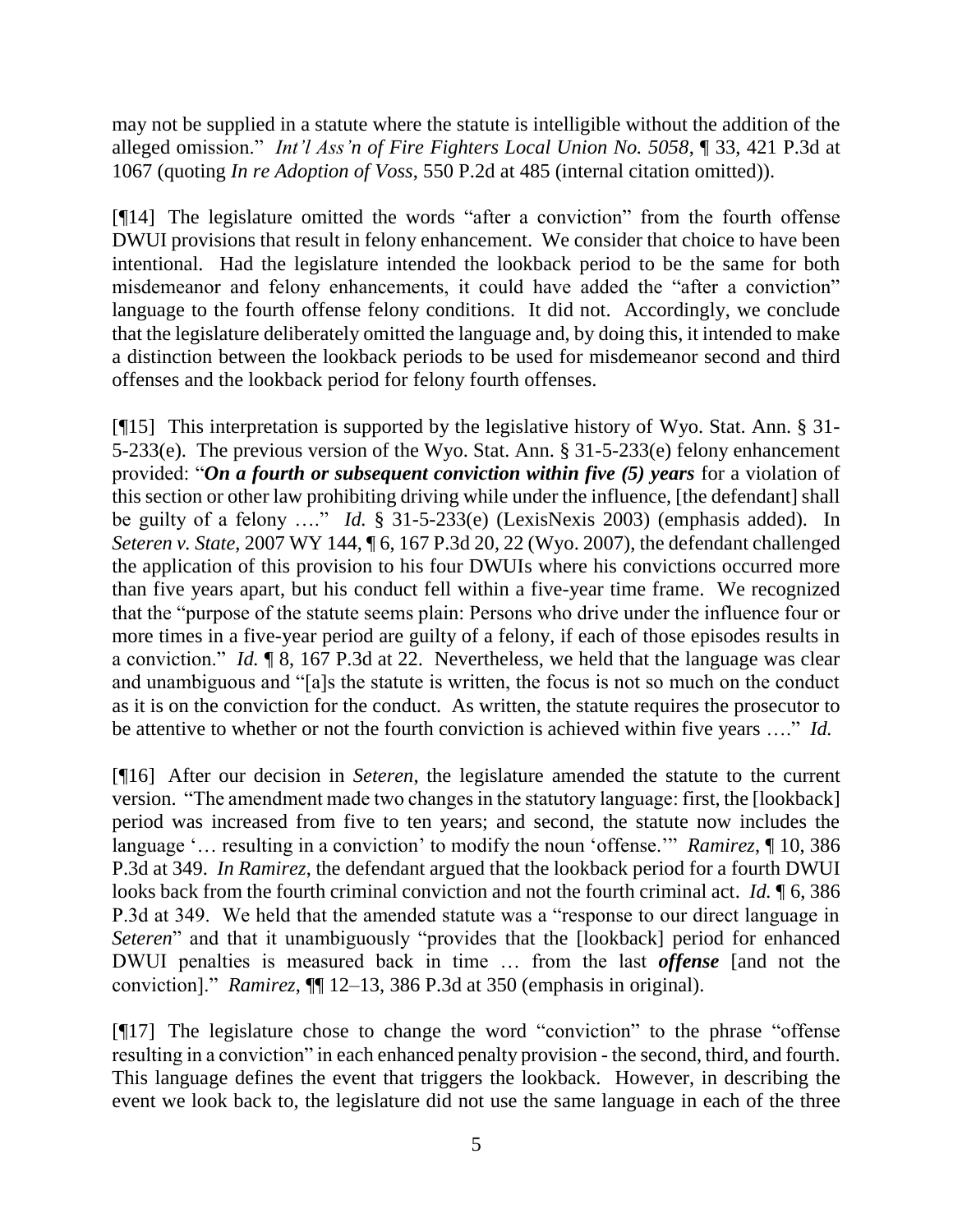may not be supplied in a statute where the statute is intelligible without the addition of the alleged omission." *Int'l Ass'n of Fire Fighters Local Union No. 5058*, ¶ 33, 421 P.3d at 1067 (quoting *In re Adoption of Voss*, 550 P.2d at 485 (internal citation omitted)).

[¶14] The legislature omitted the words "after a conviction" from the fourth offense DWUI provisions that result in felony enhancement. We consider that choice to have been intentional. Had the legislature intended the lookback period to be the same for both misdemeanor and felony enhancements, it could have added the "after a conviction" language to the fourth offense felony conditions. It did not. Accordingly, we conclude that the legislature deliberately omitted the language and, by doing this, it intended to make a distinction between the lookback periods to be used for misdemeanor second and third offenses and the lookback period for felony fourth offenses.

[¶15] This interpretation is supported by the legislative history of Wyo. Stat. Ann. § 31-5-233(e). The previous version of the Wyo. Stat. Ann. § 31-5-233(e) felony enhancement provided: "***On a fourth or subsequent conviction within five (5) years*** for a violation of this section or other law prohibiting driving while under the influence, [the defendant] shall be guilty of a felony …." *Id.* § 31-5-233(e) (LexisNexis 2003) (emphasis added). In *Seteren v. State*, 2007 WY 144, ¶ 6, 167 P.3d 20, 22 (Wyo. 2007), the defendant challenged the application of this provision to his four DWUIs where his convictions occurred more than five years apart, but his conduct fell within a five-year time frame. We recognized that the "purpose of the statute seems plain: Persons who drive under the influence four or more times in a five-year period are guilty of a felony, if each of those episodes results in a conviction." *Id.* ¶ 8, 167 P.3d at 22. Nevertheless, we held that the language was clear and unambiguous and "[a]s the statute is written, the focus is not so much on the conduct as it is on the conviction for the conduct. As written, the statute requires the prosecutor to be attentive to whether or not the fourth conviction is achieved within five years …." *Id.*

[¶16] After our decision in *Seteren*, the legislature amended the statute to the current version. "The amendment made two changes in the statutory language: first, the [lookback] period was increased from five to ten years; and second, the statute now includes the language '… resulting in a conviction' to modify the noun 'offense.'" *Ramirez*, ¶ 10, 386 P.3d at 349. *In Ramirez*, the defendant argued that the lookback period for a fourth DWUI looks back from the fourth criminal conviction and not the fourth criminal act. *Id.* ¶ 6, 386 P.3d at 349. We held that the amended statute was a "response to our direct language in *Seteren*" and that it unambiguously "provides that the [lookback] period for enhanced DWUI penalties is measured back in time … from the last ***offense*** [and not the conviction]." *Ramirez*, ¶¶ 12–13, 386 P.3d at 350 (emphasis in original).

[¶17] The legislature chose to change the word "conviction" to the phrase "offense resulting in a conviction" in each enhanced penalty provision - the second, third, and fourth. This language defines the event that triggers the lookback. However, in describing the event we look back to, the legislature did not use the same language in each of the three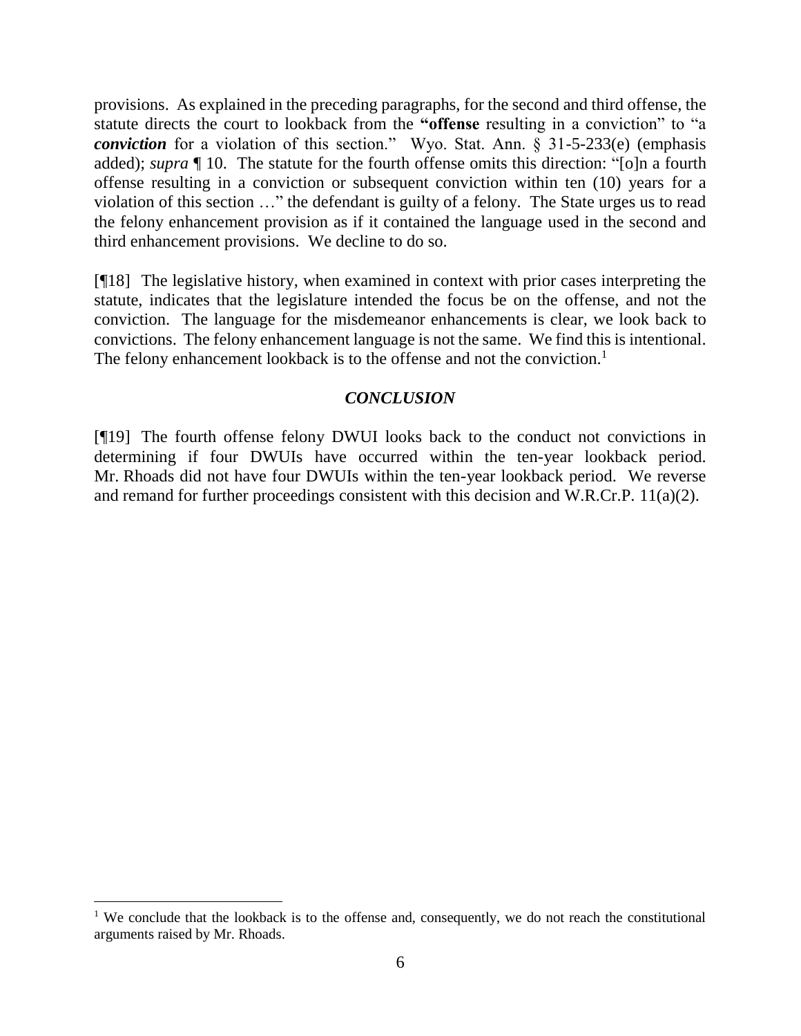provisions. As explained in the preceding paragraphs, for the second and third offense, the statute directs the court to lookback from the **"offense** resulting in a conviction" to "a ***conviction*** for a violation of this section." Wyo. Stat. Ann. § 31-5-233(e) (emphasis added); *supra* ¶ 10. The statute for the fourth offense omits this direction: "[o]n a fourth offense resulting in a conviction or subsequent conviction within ten (10) years for a violation of this section …" the defendant is guilty of a felony. The State urges us to read the felony enhancement provision as if it contained the language used in the second and third enhancement provisions. We decline to do so.

[¶18] The legislative history, when examined in context with prior cases interpreting the statute, indicates that the legislature intended the focus be on the offense, and not the conviction. The language for the misdemeanor enhancements is clear, we look back to convictions. The felony enhancement language is not the same. We find this is intentional. The felony enhancement lookback is to the offense and not the conviction.[1]

## *CONCLUSION*

[¶19] The fourth offense felony DWUI looks back to the conduct not convictions in determining if four DWUIs have occurred within the ten-year lookback period. Mr. Rhoads did not have four DWUIs within the ten-year lookback period. We reverse and remand for further proceedings consistent with this decision and W.R.Cr.P. 11(a)(2).

---

[1] We conclude that the lookback is to the offense and, consequently, we do not reach the constitutional arguments raised by Mr. Rhoads.